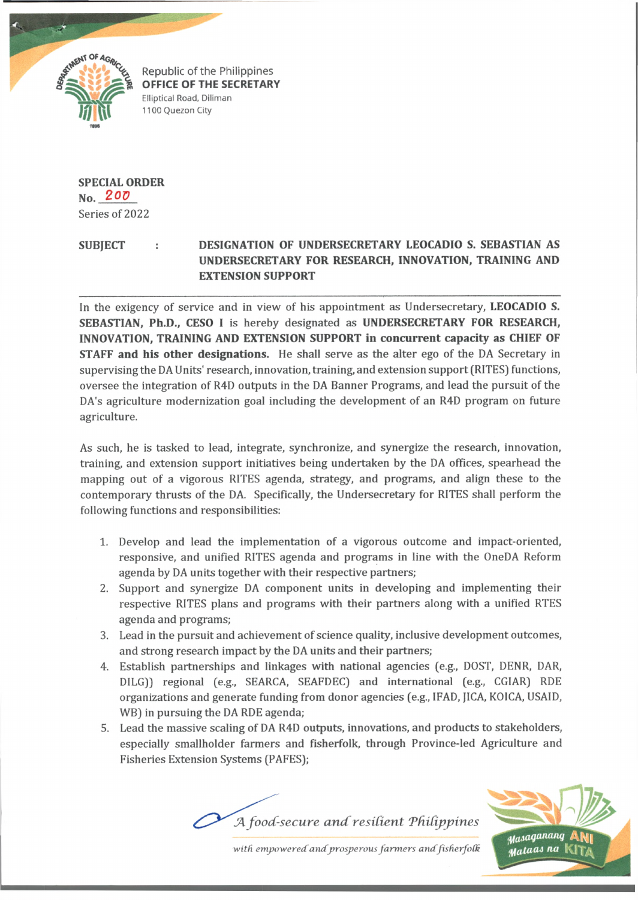Republic of the Philippines
**OFFICE OF THE SECRETARY**
Elliptical Road, Diliman
1100 Quezon City

**SPECIAL ORDER**
**No.** 200
Series of 2022

**SUBJECT : DESIGNATION OF UNDERSECRETARY LEOCADIO S. SEBASTIAN AS UNDERSECRETARY FOR RESEARCH, INNOVATION, TRAINING AND EXTENSION SUPPORT**

---

In the exigency of service and in view of his appointment as Undersecretary, **LEOCADIO S. SEBASTIAN, Ph.D., CESO I** is hereby designated as **UNDERSECRETARY FOR RESEARCH, INNOVATION, TRAINING AND EXTENSION SUPPORT in concurrent capacity as CHIEF OF STAFF and his other designations.** He shall serve as the alter ego of the DA Secretary in supervising the DA Units' research, innovation, training, and extension support (RITES) functions, oversee the integration of R4D outputs in the DA Banner Programs, and lead the pursuit of the DA's agriculture modernization goal including the development of an R4D program on future agriculture.

As such, he is tasked to lead, integrate, synchronize, and synergize the research, innovation, training, and extension support initiatives being undertaken by the DA offices, spearhead the mapping out of a vigorous RITES agenda, strategy, and programs, and align these to the contemporary thrusts of the DA. Specifically, the Undersecretary for RITES shall perform the following functions and responsibilities:

1. Develop and lead the implementation of a vigorous outcome and impact-oriented, responsive, and unified RITES agenda and programs in line with the OneDA Reform agenda by DA units together with their respective partners;
2. Support and synergize DA component units in developing and implementing their respective RITES plans and programs with their partners along with a unified RTES agenda and programs;
3. Lead in the pursuit and achievement of science quality, inclusive development outcomes, and strong research impact by the DA units and their partners;
4. Establish partnerships and linkages with national agencies (e.g., DOST, DENR, DAR, DILG)) regional (e.g., SEARCA, SEAFDEC) and international (e.g., CGIAR) RDE organizations and generate funding from donor agencies (e.g., IFAD, JICA, KOICA, USAID, WB) in pursuing the DA RDE agenda;
5. Lead the massive scaling of DA R4D outputs, innovations, and products to stakeholders, especially smallholder farmers and fisherfolk, through Province-led Agriculture and Fisheries Extension Systems (PAFES);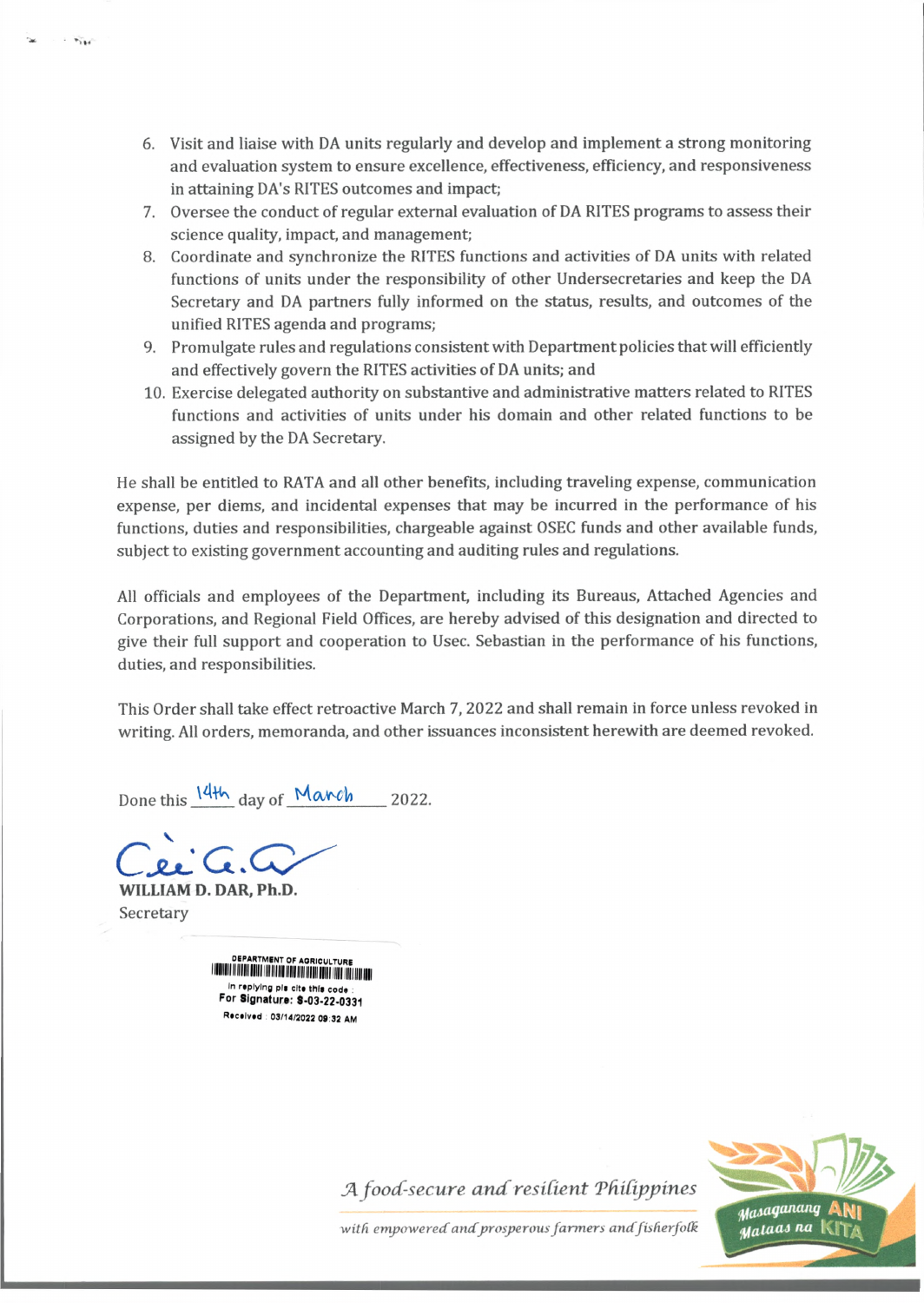6. Visit and liaise with DA units regularly and develop and implement a strong monitoring and evaluation system to ensure excellence, effectiveness, efficiency, and responsiveness in attaining DA's RITES outcomes and impact;
7. Oversee the conduct of regular external evaluation of DA RITES programs to assess their science quality, impact, and management;
8. Coordinate and synchronize the RITES functions and activities of DA units with related functions of units under the responsibility of other Undersecretaries and keep the DA Secretary and DA partners fully informed on the status, results, and outcomes of the unified RITES agenda and programs;
9. Promulgate rules and regulations consistent with Department policies that will efficiently and effectively govern the RITES activities of DA units; and
10. Exercise delegated authority on substantive and administrative matters related to RITES functions and activities of units under his domain and other related functions to be assigned by the DA Secretary.

He shall be entitled to RATA and all other benefits, including traveling expense, communication expense, per diems, and incidental expenses that may be incurred in the performance of his functions, duties and responsibilities, chargeable against OSEC funds and other available funds, subject to existing government accounting and auditing rules and regulations.

All officials and employees of the Department, including its Bureaus, Attached Agencies and Corporations, and Regional Field Offices, are hereby advised of this designation and directed to give their full support and cooperation to Usec. Sebastian in the performance of his functions, duties, and responsibilities.

This Order shall take effect retroactive March 7, 2022 and shall remain in force unless revoked in writing. All orders, memoranda, and other issuances inconsistent herewith are deemed revoked.

Done this 14th day of March 2022.

**WILLIAM D. DAR, Ph.D.**
Secretary

DEPARTMENT OF AGRICULTURE
In replying pls cite this code :
For Signature: S-03-22-0331
Received : 03/14/2022 09:32 AM

*A food-secure and resilient Philippines*
*with empowered and prosperous farmers and fisherfolk*

Masaganang ANI Mataas na KITA